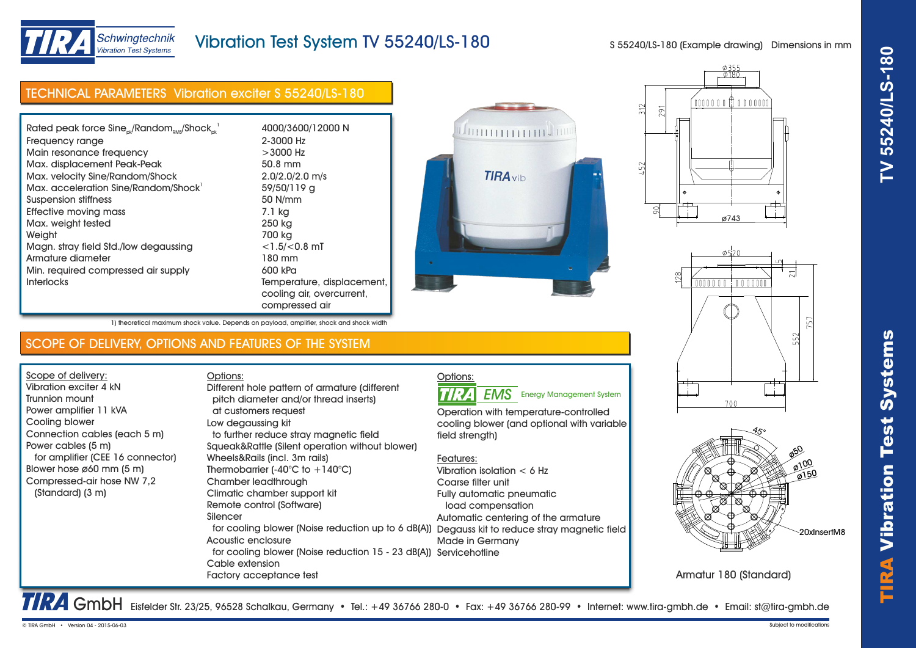# Vibration Test System TV 55240/LS-180

S 55240/LS-180 (Example drawing) Dimensions in mm

## TECHNICAL PARAMETERS Vibration exciter S 55240/LS-180

| | |
|---|---|
| Rated peak force $Sine_{pk}/Random_{RMS}/Shock_{pk}$ [1] | 4000/3600/12000 N |
| Frequency range | 2-3000 Hz |
| Main resonance frequency | >3000 Hz |
| Max. displacement Peak-Peak | 50.8 mm |
| Max. velocity Sine/Random/Shock | 2.0/2.0/2.0 m/s |
| Max. acceleration Sine/Random/Shock[1] | 59/50/119 g |
| Suspension stiffness | 50 N/mm |
| Effective moving mass | 7.1 kg |
| Max. weight tested | 250 kg |
| Weight | 700 kg |
| Magn. stray field Std./low degaussing | <1.5/<0.8 mT |
| Armature diameter | 180 mm |
| Min. required compressed air supply | 600 kPa |
| Interlocks | Temperature, displacement, cooling air, overcurrent, compressed air |

1) theoretical maximum shock value. Depends on payload, amplifier, shock and shock width

## SCOPE OF DELIVERY, OPTIONS AND FEATURES OF THE SYSTEM

**Scope of delivery:**

- Vibration exciter 4 kN
- Trunnion mount
- Power amplifier 11 kVA
- Cooling blower
- Connection cables (each 5 m)
- Power cables (5 m) for amplifier (CEE 16 connector)
- Blower hose ø60 mm (5 m)
- Compressed-air hose NW 7,2 (Standard) (3 m)

**Options:**

- Different hole pattern of armature (different pitch diameter and/or thread inserts) at customers request
- Low degaussing kit to further reduce stray magnetic field
- Squeak&Rattle (Silent operation without blower)
- Wheels&Rails (incl. 3m rails)
- Thermobarrier (-40°C to +140°C)
- Chamber leadthrough
- Climatic chamber support kit
- Remote control (Software)
- Silencer for cooling blower (Noise reduction up to 6 dB(A))
- Acoustic enclosure for cooling blower (Noise reduction 15 - 23 dB(A))
- Cable extension
- Factory acceptance test

**Options:**

TIRA EMS Energy Management System

Operation with temperature-controlled cooling blower (and optional with variable field strength)

**Features:**

- Vibration isolation < 6 Hz
- Coarse filter unit
- Fully automatic pneumatic load compensation
- Automatic centering of the armature
- Degauss kit to reduce stray magnetic field
- Made in Germany
- Servicehotline

20xInsertM8

Armatur 180 (Standard)

**TIRA GmbH** Eisfelder Str. 23/25, 96528 Schalkau, Germany • Tel.: +49 36766 280-0 • Fax: +49 36766 280-99 • Internet: www.tira-gmbh.de • Email: st@tira-gmbh.de

© TIRA GmbH • Version 04 - 2015-06-03 — Subject to modifications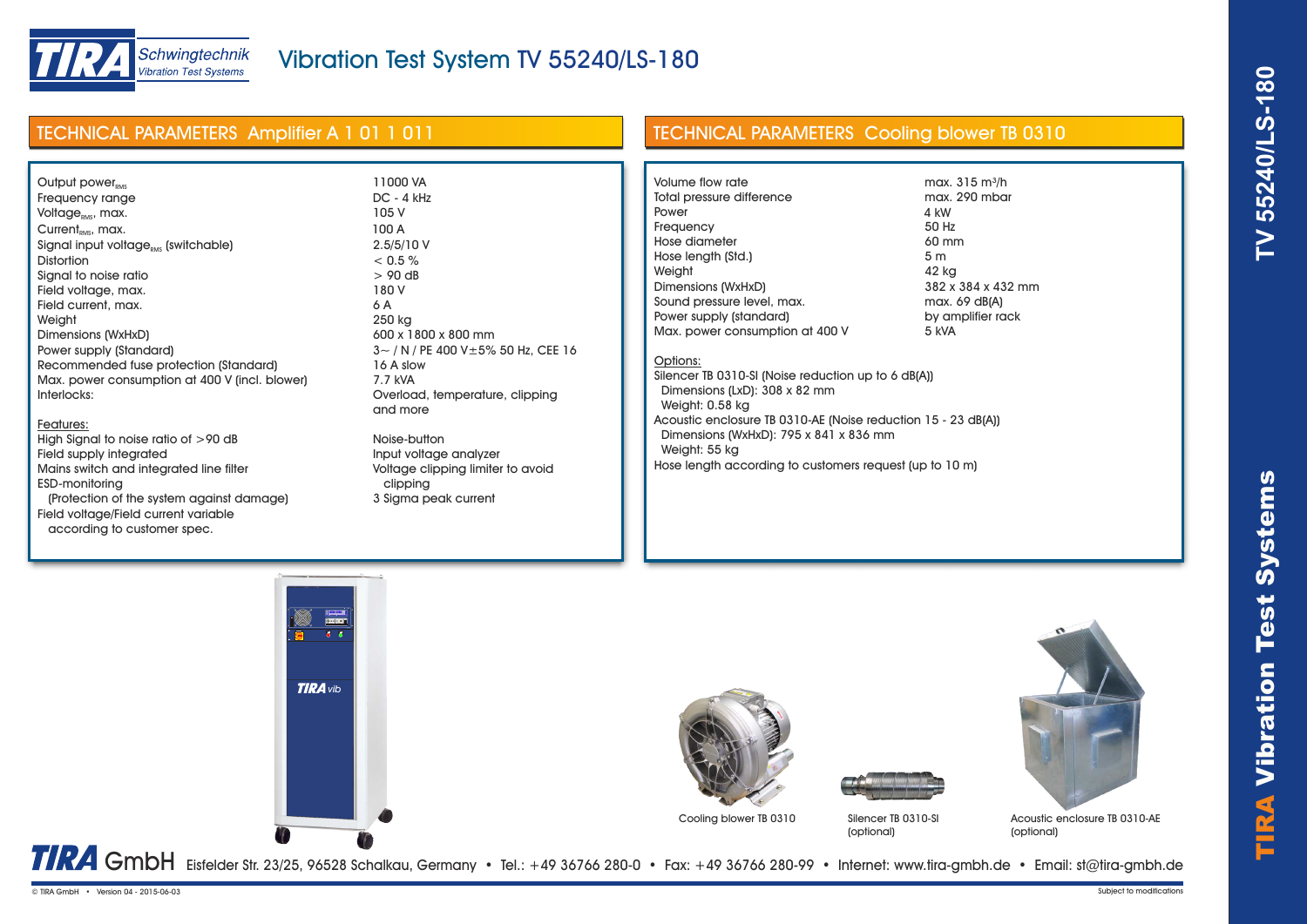# Vibration Test System TV 55240/LS-180

## TECHNICAL PARAMETERS Amplifier A 1 01 1 011

| | |
|---|---|
| Output power$_{RMS}$ | 11000 VA |
| Frequency range | DC - 4 kHz |
| Voltage$_{RMS}$, max. | 105 V |
| Current$_{RMS}$, max. | 100 A |
| Signal input voltage$_{RMS}$ (switchable) | 2.5/5/10 V |
| Distortion | < 0.5 % |
| Signal to noise ratio | > 90 dB |
| Field voltage, max. | 180 V |
| Field current, max. | 6 A |
| Weight | 250 kg |
| Dimensions (WxHxD) | 600 x 1800 x 800 mm |
| Power supply (Standard) | 3~ / N / PE 400 V±5% 50 Hz, CEE 16 |
| Recommended fuse protection (Standard) | 16 A slow |
| Max. power consumption at 400 V (incl. blower) | 7.7 kVA |
| Interlocks: | Overload, temperature, clipping and more |

Features:

- High Signal to noise ratio of >90 dB
- Field supply integrated
- Mains switch and integrated line filter
- ESD-monitoring (Protection of the system against damage)
- Field voltage/Field current variable according to customer spec.
- Noise-button
- Input voltage analyzer
- Voltage clipping limiter to avoid clipping
- 3 Sigma peak current

## TECHNICAL PARAMETERS Cooling blower TB 0310

| | |
|---|---|
| Volume flow rate | max. 315 m³/h |
| Total pressure difference | max. 290 mbar |
| Power | 4 kW |
| Frequency | 50 Hz |
| Hose diameter | 60 mm |
| Hose length (Std.) | 5 m |
| Weight | 42 kg |
| Dimensions (WxHxD) | 382 x 384 x 432 mm |
| Sound pressure level, max. | max. 69 dB(A) |
| Power supply (standard) | by amplifier rack |
| Max. power consumption at 400 V | 5 kVA |

Options:

Silencer TB 0310-SI (Noise reduction up to 6 dB(A))
  Dimensions (LxD): 308 x 82 mm
  Weight: 0.58 kg

Acoustic enclosure TB 0310-AE (Noise reduction 15 - 23 dB(A))
  Dimensions (WxHxD): 795 x 841 x 836 mm
  Weight: 55 kg

Hose length according to customers request (up to 10 m)

Cooling blower TB 0310

Silencer TB 0310-SI (optional)

Acoustic enclosure TB 0310-AE (optional)

TIRA GmbH Eisfelder Str. 23/25, 96528 Schalkau, Germany • Tel.: +49 36766 280-0 • Fax: +49 36766 280-99 • Internet: www.tira-gmbh.de • Email: st@tira-gmbh.de

© TIRA GmbH • Version 04 - 2015-06-03

Subject to modifications